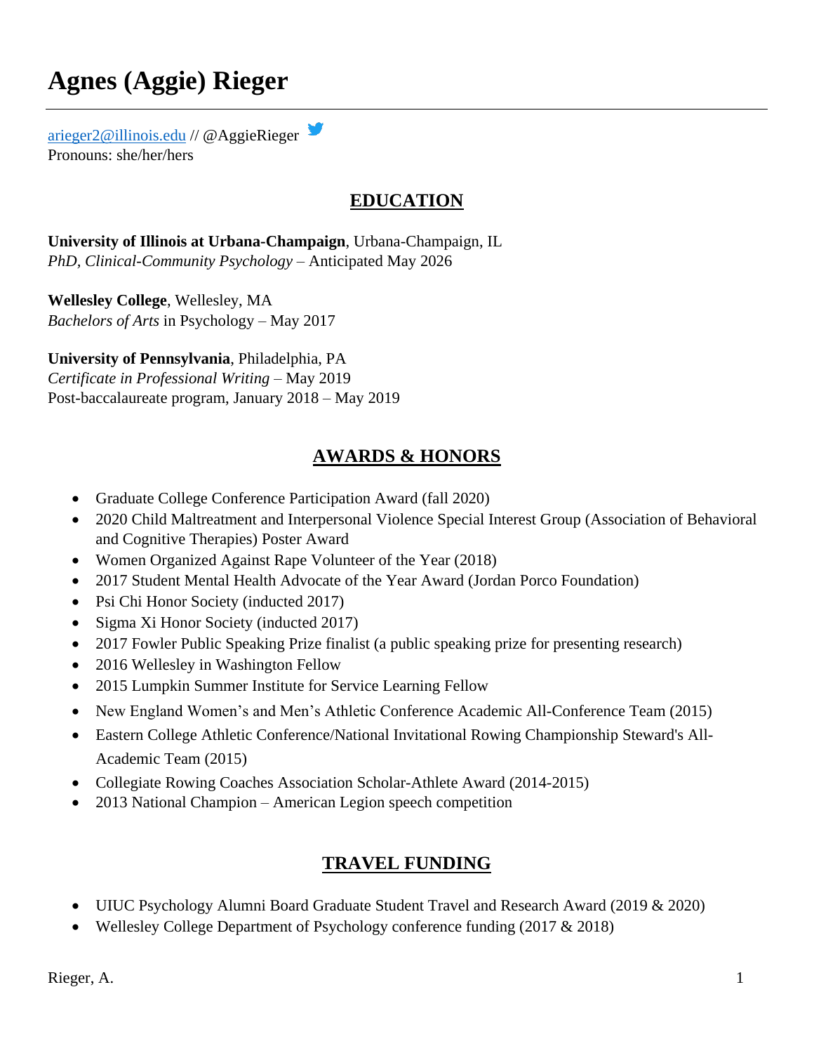# Agnes (Aggie) Rieger

arieger2@illinois.edu // @AggieRieger

Pronouns: she/her/hers

## EDUCATION

**University of Illinois at Urbana-Champaign**, Urbana-Champaign, IL
*PhD, Clinical-Community Psychology* – Anticipated May 2026

**Wellesley College**, Wellesley, MA
*Bachelors of Arts* in Psychology – May 2017

**University of Pennsylvania**, Philadelphia, PA
*Certificate in Professional Writing* – May 2019
Post-baccalaureate program, January 2018 – May 2019

## AWARDS & HONORS

- Graduate College Conference Participation Award (fall 2020)
- 2020 Child Maltreatment and Interpersonal Violence Special Interest Group (Association of Behavioral and Cognitive Therapies) Poster Award
- Women Organized Against Rape Volunteer of the Year (2018)
- 2017 Student Mental Health Advocate of the Year Award (Jordan Porco Foundation)
- Psi Chi Honor Society (inducted 2017)
- Sigma Xi Honor Society (inducted 2017)
- 2017 Fowler Public Speaking Prize finalist (a public speaking prize for presenting research)
- 2016 Wellesley in Washington Fellow
- 2015 Lumpkin Summer Institute for Service Learning Fellow
- New England Women's and Men's Athletic Conference Academic All-Conference Team (2015)
- Eastern College Athletic Conference/National Invitational Rowing Championship Steward's All-Academic Team (2015)
- Collegiate Rowing Coaches Association Scholar-Athlete Award (2014-2015)
- 2013 National Champion – American Legion speech competition

## TRAVEL FUNDING

- UIUC Psychology Alumni Board Graduate Student Travel and Research Award (2019 & 2020)
- Wellesley College Department of Psychology conference funding (2017 & 2018)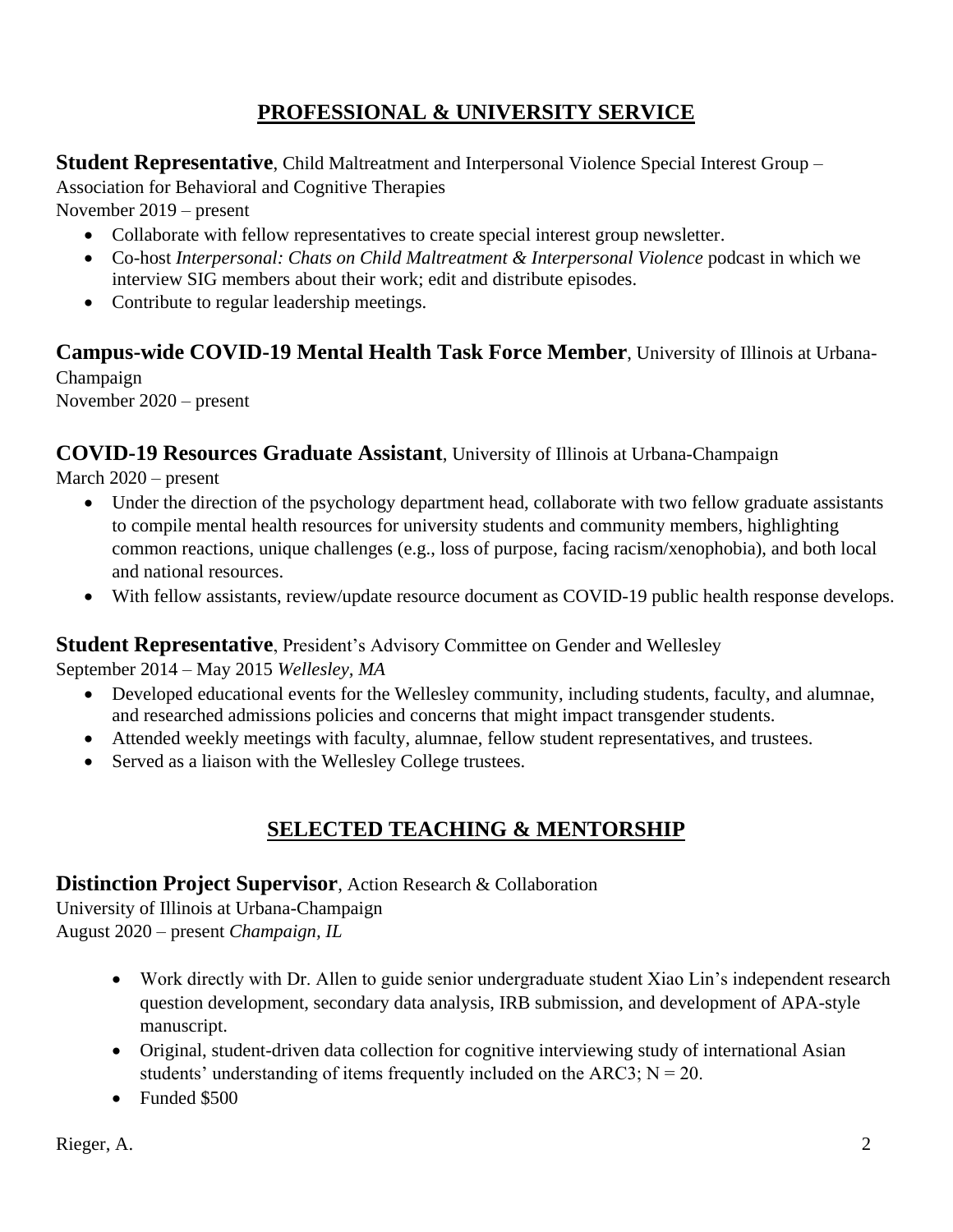## PROFESSIONAL & UNIVERSITY SERVICE

**Student Representative**, Child Maltreatment and Interpersonal Violence Special Interest Group – Association for Behavioral and Cognitive Therapies
November 2019 – present

- Collaborate with fellow representatives to create special interest group newsletter.
- Co-host *Interpersonal: Chats on Child Maltreatment & Interpersonal Violence* podcast in which we interview SIG members about their work; edit and distribute episodes.
- Contribute to regular leadership meetings.

**Campus-wide COVID-19 Mental Health Task Force Member**, University of Illinois at Urbana-Champaign
November 2020 – present

**COVID-19 Resources Graduate Assistant**, University of Illinois at Urbana-Champaign
March 2020 – present

- Under the direction of the psychology department head, collaborate with two fellow graduate assistants to compile mental health resources for university students and community members, highlighting common reactions, unique challenges (e.g., loss of purpose, facing racism/xenophobia), and both local and national resources.
- With fellow assistants, review/update resource document as COVID-19 public health response develops.

**Student Representative**, President's Advisory Committee on Gender and Wellesley
September 2014 – May 2015 *Wellesley, MA*

- Developed educational events for the Wellesley community, including students, faculty, and alumnae, and researched admissions policies and concerns that might impact transgender students.
- Attended weekly meetings with faculty, alumnae, fellow student representatives, and trustees.
- Served as a liaison with the Wellesley College trustees.

## SELECTED TEACHING & MENTORSHIP

**Distinction Project Supervisor**, Action Research & Collaboration
University of Illinois at Urbana-Champaign
August 2020 – present *Champaign, IL*

- Work directly with Dr. Allen to guide senior undergraduate student Xiao Lin's independent research question development, secondary data analysis, IRB submission, and development of APA-style manuscript.
- Original, student-driven data collection for cognitive interviewing study of international Asian students' understanding of items frequently included on the ARC3; N = 20.
- Funded $500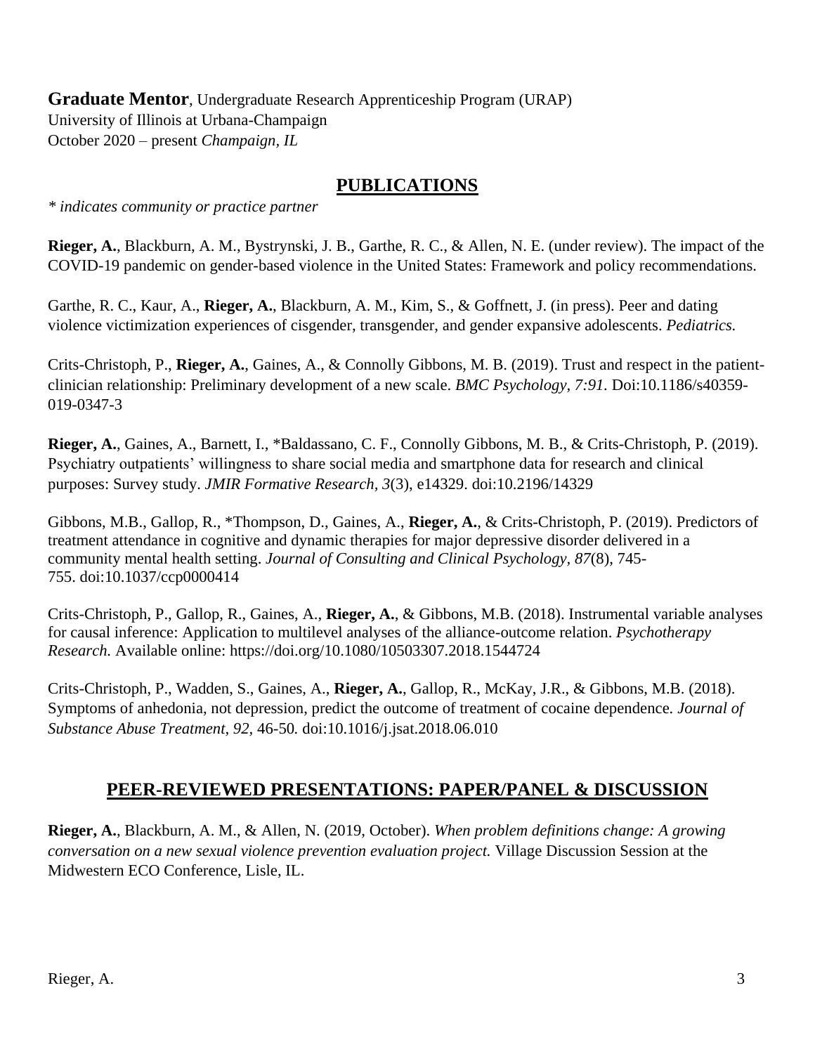**Graduate Mentor**, Undergraduate Research Apprenticeship Program (URAP)
University of Illinois at Urbana-Champaign
October 2020 – present *Champaign, IL*

## PUBLICATIONS

*\* indicates community or practice partner*

**Rieger, A.**, Blackburn, A. M., Bystrynski, J. B., Garthe, R. C., & Allen, N. E. (under review). The impact of the COVID-19 pandemic on gender-based violence in the United States: Framework and policy recommendations.

Garthe, R. C., Kaur, A., **Rieger, A.**, Blackburn, A. M., Kim, S., & Goffnett, J. (in press). Peer and dating violence victimization experiences of cisgender, transgender, and gender expansive adolescents. *Pediatrics.*

Crits-Christoph, P., **Rieger, A.**, Gaines, A., & Connolly Gibbons, M. B. (2019). Trust and respect in the patient-clinician relationship: Preliminary development of a new scale. *BMC Psychology, 7:91.* Doi:10.1186/s40359-019-0347-3

**Rieger, A.**, Gaines, A., Barnett, I., *Baldassano, C. F., Connolly Gibbons, M. B., & Crits-Christoph, P. (2019). Psychiatry outpatients' willingness to share social media and smartphone data for research and clinical purposes: Survey study. *JMIR Formative Research, 3*(3), e14329. doi:10.2196/14329

Gibbons, M.B., Gallop, R., *Thompson, D., Gaines, A., **Rieger, A.**, & Crits-Christoph, P. (2019). Predictors of treatment attendance in cognitive and dynamic therapies for major depressive disorder delivered in a community mental health setting. *Journal of Consulting and Clinical Psychology, 87*(8), 745-755. doi:10.1037/ccp0000414

Crits-Christoph, P., Gallop, R., Gaines, A., **Rieger, A.**, & Gibbons, M.B. (2018). Instrumental variable analyses for causal inference: Application to multilevel analyses of the alliance-outcome relation. *Psychotherapy Research.* Available online: https://doi.org/10.1080/10503307.2018.1544724

Crits-Christoph, P., Wadden, S., Gaines, A., **Rieger, A.**, Gallop, R., McKay, J.R., & Gibbons, M.B. (2018). Symptoms of anhedonia, not depression, predict the outcome of treatment of cocaine dependence. *Journal of Substance Abuse Treatment, 92,* 46-50*.* doi:10.1016/j.jsat.2018.06.010

## PEER-REVIEWED PRESENTATIONS: PAPER/PANEL & DISCUSSION

**Rieger, A.**, Blackburn, A. M., & Allen, N. (2019, October). *When problem definitions change: A growing conversation on a new sexual violence prevention evaluation project.* Village Discussion Session at the Midwestern ECO Conference, Lisle, IL.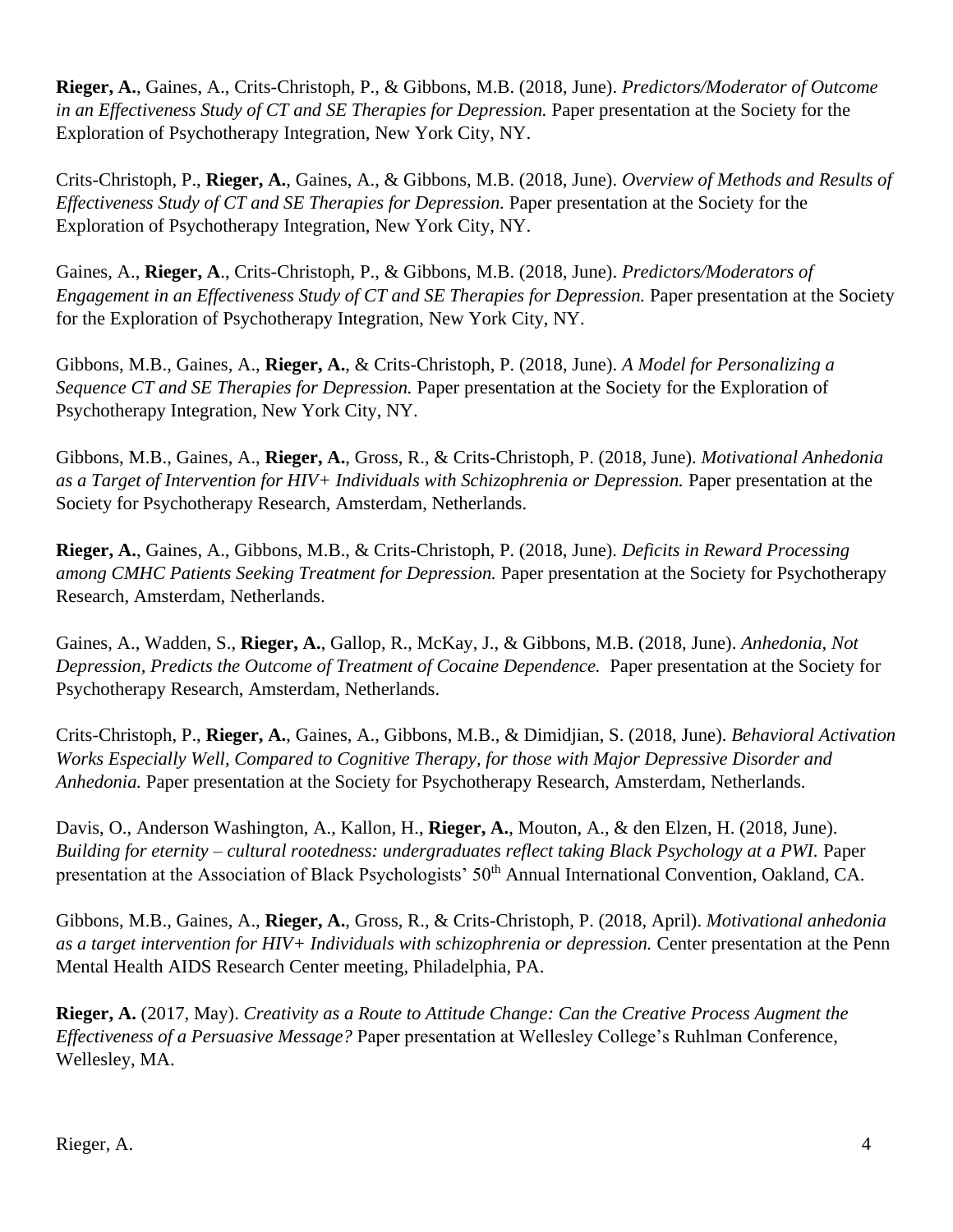**Rieger, A.**, Gaines, A., Crits-Christoph, P., & Gibbons, M.B. (2018, June). *Predictors/Moderator of Outcome in an Effectiveness Study of CT and SE Therapies for Depression.* Paper presentation at the Society for the Exploration of Psychotherapy Integration, New York City, NY.

Crits-Christoph, P., **Rieger, A.**, Gaines, A., & Gibbons, M.B. (2018, June). *Overview of Methods and Results of Effectiveness Study of CT and SE Therapies for Depression.* Paper presentation at the Society for the Exploration of Psychotherapy Integration, New York City, NY.

Gaines, A., **Rieger, A**., Crits-Christoph, P., & Gibbons, M.B. (2018, June). *Predictors/Moderators of Engagement in an Effectiveness Study of CT and SE Therapies for Depression.* Paper presentation at the Society for the Exploration of Psychotherapy Integration, New York City, NY.

Gibbons, M.B., Gaines, A., **Rieger, A.**, & Crits-Christoph, P. (2018, June). *A Model for Personalizing a Sequence CT and SE Therapies for Depression.* Paper presentation at the Society for the Exploration of Psychotherapy Integration, New York City, NY.

Gibbons, M.B., Gaines, A., **Rieger, A.**, Gross, R., & Crits-Christoph, P. (2018, June). *Motivational Anhedonia as a Target of Intervention for HIV+ Individuals with Schizophrenia or Depression.* Paper presentation at the Society for Psychotherapy Research, Amsterdam, Netherlands.

**Rieger, A.**, Gaines, A., Gibbons, M.B., & Crits-Christoph, P. (2018, June). *Deficits in Reward Processing among CMHC Patients Seeking Treatment for Depression.* Paper presentation at the Society for Psychotherapy Research, Amsterdam, Netherlands.

Gaines, A., Wadden, S., **Rieger, A.**, Gallop, R., McKay, J., & Gibbons, M.B. (2018, June). *Anhedonia, Not Depression, Predicts the Outcome of Treatment of Cocaine Dependence.* Paper presentation at the Society for Psychotherapy Research, Amsterdam, Netherlands.

Crits-Christoph, P., **Rieger, A.**, Gaines, A., Gibbons, M.B., & Dimidjian, S. (2018, June). *Behavioral Activation Works Especially Well, Compared to Cognitive Therapy, for those with Major Depressive Disorder and Anhedonia.* Paper presentation at the Society for Psychotherapy Research, Amsterdam, Netherlands.

Davis, O., Anderson Washington, A., Kallon, H., **Rieger, A.**, Mouton, A., & den Elzen, H. (2018, June). *Building for eternity – cultural rootedness: undergraduates reflect taking Black Psychology at a PWI.* Paper presentation at the Association of Black Psychologists' 50th Annual International Convention, Oakland, CA.

Gibbons, M.B., Gaines, A., **Rieger, A.**, Gross, R., & Crits-Christoph, P. (2018, April). *Motivational anhedonia as a target intervention for HIV+ Individuals with schizophrenia or depression.* Center presentation at the Penn Mental Health AIDS Research Center meeting, Philadelphia, PA.

**Rieger, A.** (2017, May). *Creativity as a Route to Attitude Change: Can the Creative Process Augment the Effectiveness of a Persuasive Message?* Paper presentation at Wellesley College's Ruhlman Conference, Wellesley, MA.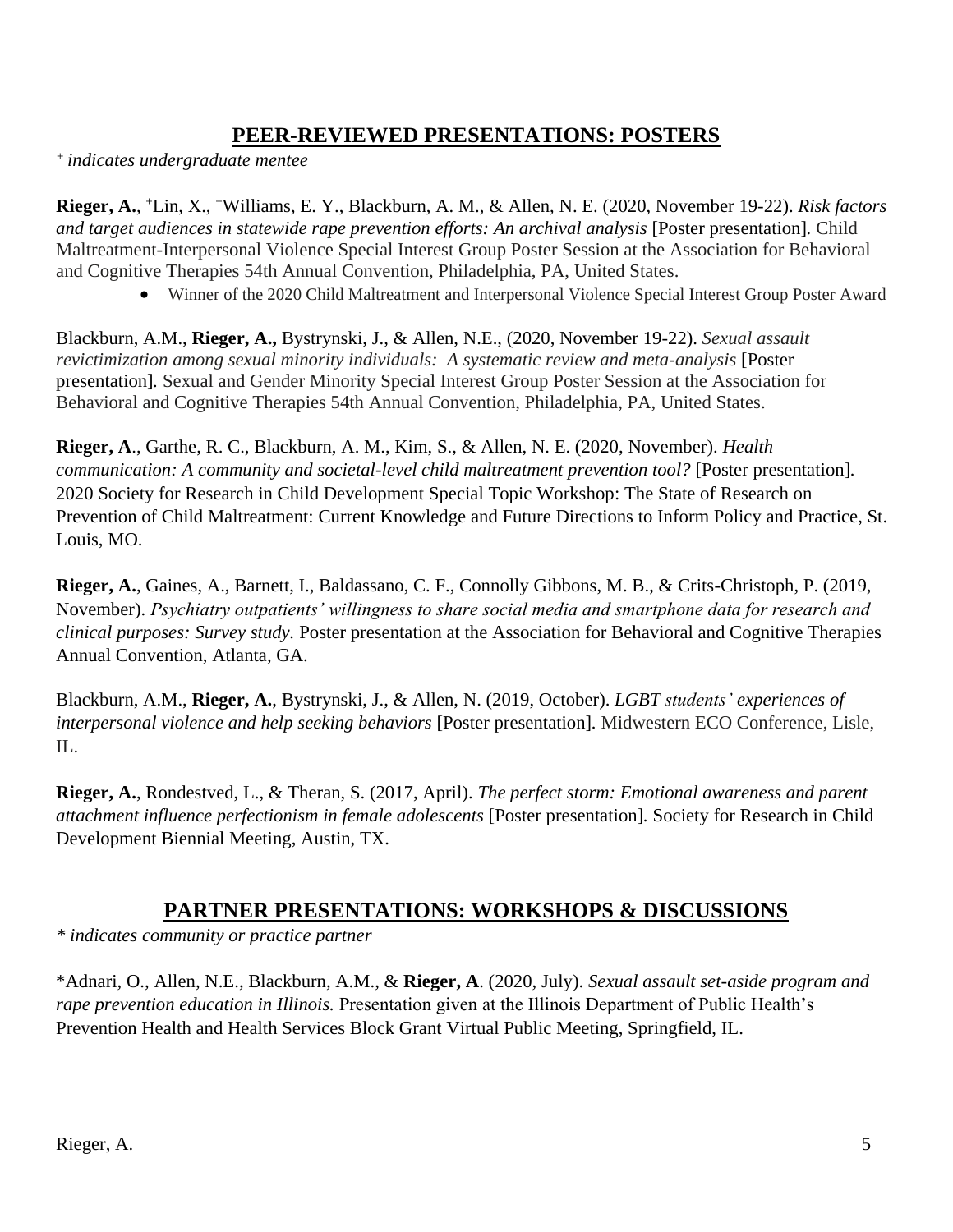## PEER-REVIEWED PRESENTATIONS: POSTERS

*+ indicates undergraduate mentee*

**Rieger, A.**, +Lin, X., +Williams, E. Y., Blackburn, A. M., & Allen, N. E. (2020, November 19-22). *Risk factors and target audiences in statewide rape prevention efforts: An archival analysis* [Poster presentation]. Child Maltreatment-Interpersonal Violence Special Interest Group Poster Session at the Association for Behavioral and Cognitive Therapies 54th Annual Convention, Philadelphia, PA, United States.

- Winner of the 2020 Child Maltreatment and Interpersonal Violence Special Interest Group Poster Award

Blackburn, A.M., **Rieger, A.,** Bystrynski, J., & Allen, N.E., (2020, November 19-22). *Sexual assault revictimization among sexual minority individuals: A systematic review and meta-analysis* [Poster presentation]. Sexual and Gender Minority Special Interest Group Poster Session at the Association for Behavioral and Cognitive Therapies 54th Annual Convention, Philadelphia, PA, United States.

**Rieger, A**., Garthe, R. C., Blackburn, A. M., Kim, S., & Allen, N. E. (2020, November). *Health communication: A community and societal-level child maltreatment prevention tool?* [Poster presentation]. 2020 Society for Research in Child Development Special Topic Workshop: The State of Research on Prevention of Child Maltreatment: Current Knowledge and Future Directions to Inform Policy and Practice, St. Louis, MO.

**Rieger, A.**, Gaines, A., Barnett, I., Baldassano, C. F., Connolly Gibbons, M. B., & Crits-Christoph, P. (2019, November). *Psychiatry outpatients' willingness to share social media and smartphone data for research and clinical purposes: Survey study.* Poster presentation at the Association for Behavioral and Cognitive Therapies Annual Convention, Atlanta, GA.

Blackburn, A.M., **Rieger, A.**, Bystrynski, J., & Allen, N. (2019, October). *LGBT students' experiences of interpersonal violence and help seeking behaviors* [Poster presentation]. Midwestern ECO Conference, Lisle, IL.

**Rieger, A.**, Rondestved, L., & Theran, S. (2017, April). *The perfect storm: Emotional awareness and parent attachment influence perfectionism in female adolescents* [Poster presentation]. Society for Research in Child Development Biennial Meeting, Austin, TX.

## PARTNER PRESENTATIONS: WORKSHOPS & DISCUSSIONS

*\* indicates community or practice partner*

*Adnari, O., Allen, N.E., Blackburn, A.M., & **Rieger, A**. (2020, July). *Sexual assault set-aside program and rape prevention education in Illinois.* Presentation given at the Illinois Department of Public Health's Prevention Health and Health Services Block Grant Virtual Public Meeting, Springfield, IL.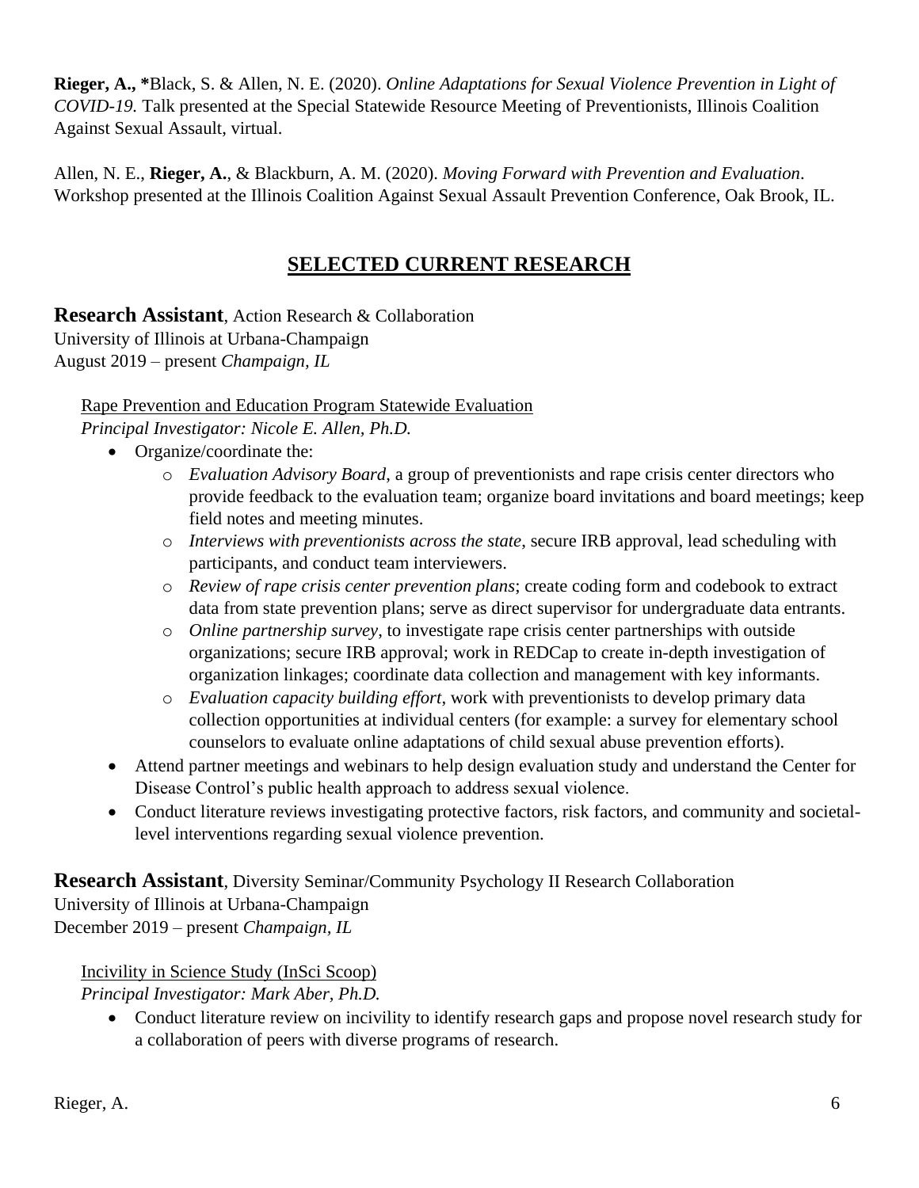**Rieger, A., ***Black, S. & Allen, N. E. (2020). *Online Adaptations for Sexual Violence Prevention in Light of COVID-19.* Talk presented at the Special Statewide Resource Meeting of Preventionists, Illinois Coalition Against Sexual Assault, virtual.

Allen, N. E., **Rieger, A.**, & Blackburn, A. M. (2020). *Moving Forward with Prevention and Evaluation*. Workshop presented at the Illinois Coalition Against Sexual Assault Prevention Conference, Oak Brook, IL.

## SELECTED CURRENT RESEARCH

**Research Assistant**, Action Research & Collaboration
University of Illinois at Urbana-Champaign
August 2019 – present *Champaign, IL*

Rape Prevention and Education Program Statewide Evaluation
*Principal Investigator: Nicole E. Allen, Ph.D.*

- Organize/coordinate the:
  - *Evaluation Advisory Board*, a group of preventionists and rape crisis center directors who provide feedback to the evaluation team; organize board invitations and board meetings; keep field notes and meeting minutes.
  - *Interviews with preventionists across the state*, secure IRB approval, lead scheduling with participants, and conduct team interviewers.
  - *Review of rape crisis center prevention plans*; create coding form and codebook to extract data from state prevention plans; serve as direct supervisor for undergraduate data entrants.
  - *Online partnership survey*, to investigate rape crisis center partnerships with outside organizations; secure IRB approval; work in REDCap to create in-depth investigation of organization linkages; coordinate data collection and management with key informants.
  - *Evaluation capacity building effort*, work with preventionists to develop primary data collection opportunities at individual centers (for example: a survey for elementary school counselors to evaluate online adaptations of child sexual abuse prevention efforts).
- Attend partner meetings and webinars to help design evaluation study and understand the Center for Disease Control's public health approach to address sexual violence.
- Conduct literature reviews investigating protective factors, risk factors, and community and societal-level interventions regarding sexual violence prevention.

**Research Assistant**, Diversity Seminar/Community Psychology II Research Collaboration
University of Illinois at Urbana-Champaign
December 2019 – present *Champaign, IL*

Incivility in Science Study (InSci Scoop)
*Principal Investigator: Mark Aber, Ph.D.*

- Conduct literature review on incivility to identify research gaps and propose novel research study for a collaboration of peers with diverse programs of research.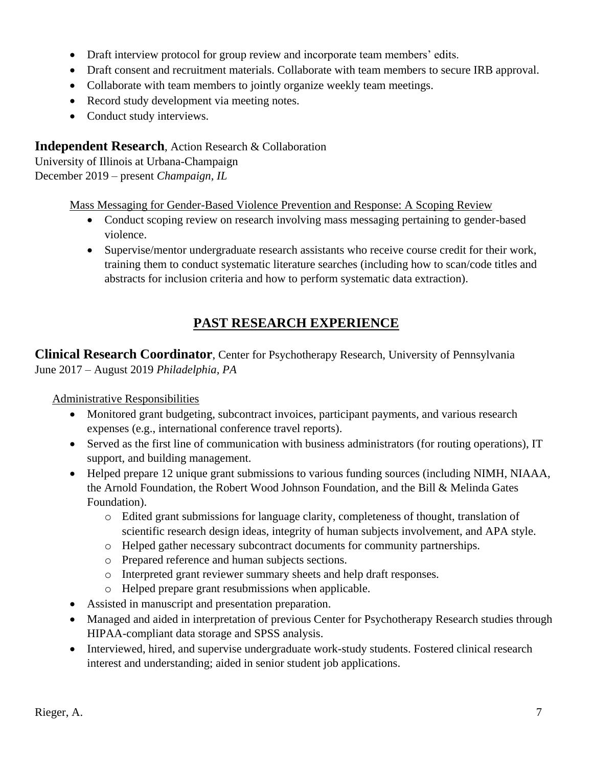- Draft interview protocol for group review and incorporate team members' edits.
- Draft consent and recruitment materials. Collaborate with team members to secure IRB approval.
- Collaborate with team members to jointly organize weekly team meetings.
- Record study development via meeting notes.
- Conduct study interviews.

**Independent Research**, Action Research & Collaboration
University of Illinois at Urbana-Champaign
December 2019 – present *Champaign, IL*

Mass Messaging for Gender-Based Violence Prevention and Response: A Scoping Review

- Conduct scoping review on research involving mass messaging pertaining to gender-based violence.
- Supervise/mentor undergraduate research assistants who receive course credit for their work, training them to conduct systematic literature searches (including how to scan/code titles and abstracts for inclusion criteria and how to perform systematic data extraction).

## PAST RESEARCH EXPERIENCE

**Clinical Research Coordinator**, Center for Psychotherapy Research, University of Pennsylvania
June 2017 – August 2019 *Philadelphia, PA*

Administrative Responsibilities

- Monitored grant budgeting, subcontract invoices, participant payments, and various research expenses (e.g., international conference travel reports).
- Served as the first line of communication with business administrators (for routing operations), IT support, and building management.
- Helped prepare 12 unique grant submissions to various funding sources (including NIMH, NIAAA, the Arnold Foundation, the Robert Wood Johnson Foundation, and the Bill & Melinda Gates Foundation).
    - Edited grant submissions for language clarity, completeness of thought, translation of scientific research design ideas, integrity of human subjects involvement, and APA style.
    - Helped gather necessary subcontract documents for community partnerships.
    - Prepared reference and human subjects sections.
    - Interpreted grant reviewer summary sheets and help draft responses.
    - Helped prepare grant resubmissions when applicable.
- Assisted in manuscript and presentation preparation.
- Managed and aided in interpretation of previous Center for Psychotherapy Research studies through HIPAA-compliant data storage and SPSS analysis.
- Interviewed, hired, and supervise undergraduate work-study students. Fostered clinical research interest and understanding; aided in senior student job applications.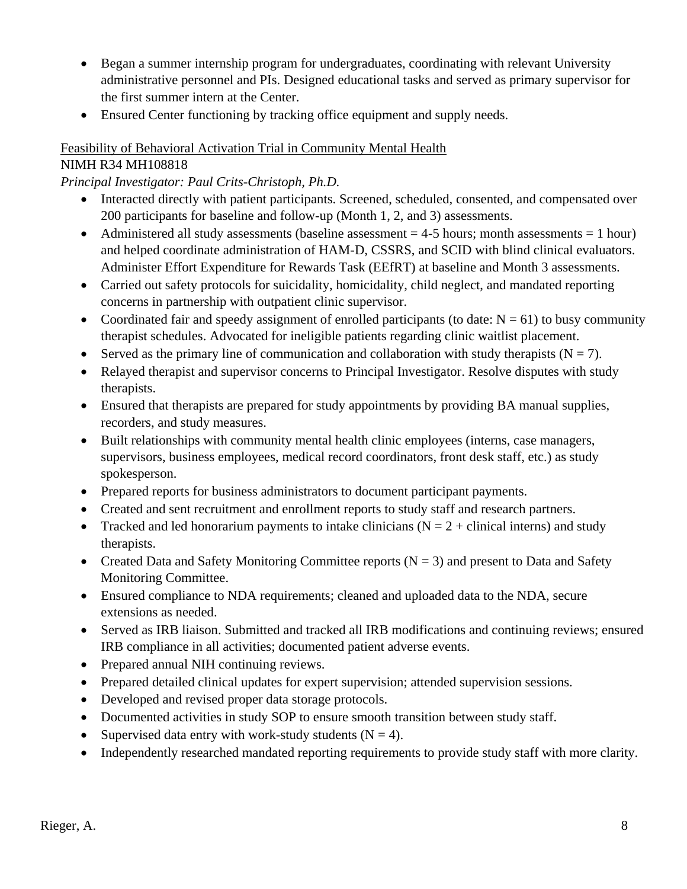- Began a summer internship program for undergraduates, coordinating with relevant University administrative personnel and PIs. Designed educational tasks and served as primary supervisor for the first summer intern at the Center.
- Ensured Center functioning by tracking office equipment and supply needs.

<u>Feasibility of Behavioral Activation Trial in Community Mental Health</u>
NIMH R34 MH108818
*Principal Investigator: Paul Crits-Christoph, Ph.D.*

- Interacted directly with patient participants. Screened, scheduled, consented, and compensated over 200 participants for baseline and follow-up (Month 1, 2, and 3) assessments.
- Administered all study assessments (baseline assessment = 4-5 hours; month assessments = 1 hour) and helped coordinate administration of HAM-D, CSSRS, and SCID with blind clinical evaluators. Administer Effort Expenditure for Rewards Task (EEfRT) at baseline and Month 3 assessments.
- Carried out safety protocols for suicidality, homicidality, child neglect, and mandated reporting concerns in partnership with outpatient clinic supervisor.
- Coordinated fair and speedy assignment of enrolled participants (to date: N = 61) to busy community therapist schedules. Advocated for ineligible patients regarding clinic waitlist placement.
- Served as the primary line of communication and collaboration with study therapists (N = 7).
- Relayed therapist and supervisor concerns to Principal Investigator. Resolve disputes with study therapists.
- Ensured that therapists are prepared for study appointments by providing BA manual supplies, recorders, and study measures.
- Built relationships with community mental health clinic employees (interns, case managers, supervisors, business employees, medical record coordinators, front desk staff, etc.) as study spokesperson.
- Prepared reports for business administrators to document participant payments.
- Created and sent recruitment and enrollment reports to study staff and research partners.
- Tracked and led honorarium payments to intake clinicians (N = 2 + clinical interns) and study therapists.
- Created Data and Safety Monitoring Committee reports (N = 3) and present to Data and Safety Monitoring Committee.
- Ensured compliance to NDA requirements; cleaned and uploaded data to the NDA, secure extensions as needed.
- Served as IRB liaison. Submitted and tracked all IRB modifications and continuing reviews; ensured IRB compliance in all activities; documented patient adverse events.
- Prepared annual NIH continuing reviews.
- Prepared detailed clinical updates for expert supervision; attended supervision sessions.
- Developed and revised proper data storage protocols.
- Documented activities in study SOP to ensure smooth transition between study staff.
- Supervised data entry with work-study students (N = 4).
- Independently researched mandated reporting requirements to provide study staff with more clarity.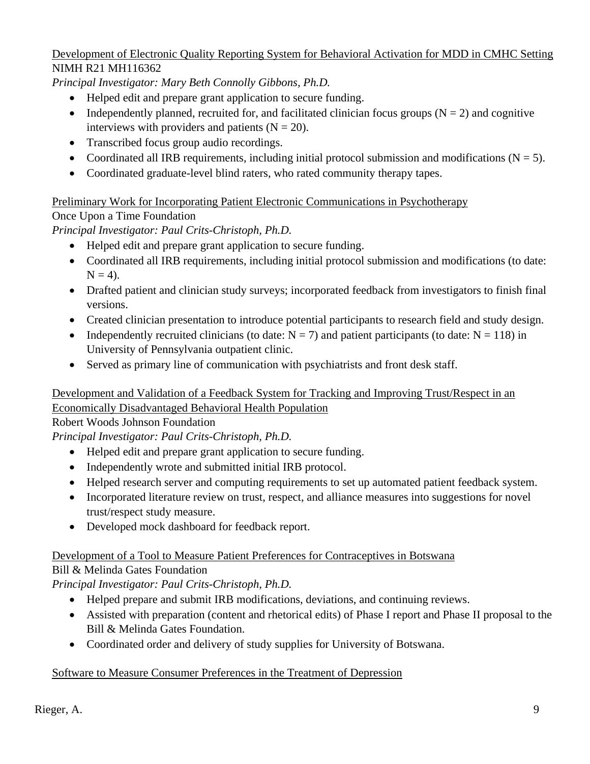<u>Development of Electronic Quality Reporting System for Behavioral Activation for MDD in CMHC Setting</u>
NIMH R21 MH116362
*Principal Investigator: Mary Beth Connolly Gibbons, Ph.D.*

- Helped edit and prepare grant application to secure funding.
- Independently planned, recruited for, and facilitated clinician focus groups (N = 2) and cognitive interviews with providers and patients (N = 20).
- Transcribed focus group audio recordings.
- Coordinated all IRB requirements, including initial protocol submission and modifications (N = 5).
- Coordinated graduate-level blind raters, who rated community therapy tapes.

<u>Preliminary Work for Incorporating Patient Electronic Communications in Psychotherapy</u>
Once Upon a Time Foundation
*Principal Investigator: Paul Crits-Christoph, Ph.D.*

- Helped edit and prepare grant application to secure funding.
- Coordinated all IRB requirements, including initial protocol submission and modifications (to date: N = 4).
- Drafted patient and clinician study surveys; incorporated feedback from investigators to finish final versions.
- Created clinician presentation to introduce potential participants to research field and study design.
- Independently recruited clinicians (to date: N = 7) and patient participants (to date: N = 118) in University of Pennsylvania outpatient clinic.
- Served as primary line of communication with psychiatrists and front desk staff.

<u>Development and Validation of a Feedback System for Tracking and Improving Trust/Respect in an Economically Disadvantaged Behavioral Health Population</u>
Robert Woods Johnson Foundation
*Principal Investigator: Paul Crits-Christoph, Ph.D.*

- Helped edit and prepare grant application to secure funding.
- Independently wrote and submitted initial IRB protocol.
- Helped research server and computing requirements to set up automated patient feedback system.
- Incorporated literature review on trust, respect, and alliance measures into suggestions for novel trust/respect study measure.
- Developed mock dashboard for feedback report.

<u>Development of a Tool to Measure Patient Preferences for Contraceptives in Botswana</u>
Bill & Melinda Gates Foundation
*Principal Investigator: Paul Crits-Christoph, Ph.D.*

- Helped prepare and submit IRB modifications, deviations, and continuing reviews.
- Assisted with preparation (content and rhetorical edits) of Phase I report and Phase II proposal to the Bill & Melinda Gates Foundation.
- Coordinated order and delivery of study supplies for University of Botswana.

<u>Software to Measure Consumer Preferences in the Treatment of Depression</u>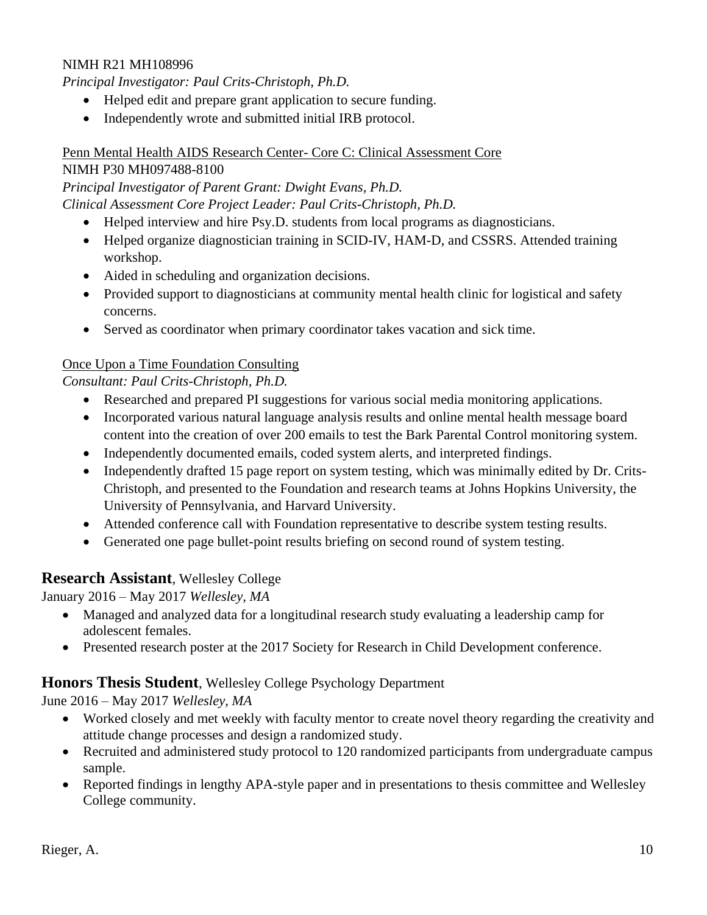NIMH R21 MH108996

*Principal Investigator: Paul Crits-Christoph, Ph.D.*

- Helped edit and prepare grant application to secure funding.
- Independently wrote and submitted initial IRB protocol.

<u>Penn Mental Health AIDS Research Center- Core C: Clinical Assessment Core</u>

NIMH P30 MH097488-8100

*Principal Investigator of Parent Grant: Dwight Evans, Ph.D.*

*Clinical Assessment Core Project Leader: Paul Crits-Christoph, Ph.D.*

- Helped interview and hire Psy.D. students from local programs as diagnosticians.
- Helped organize diagnostician training in SCID-IV, HAM-D, and CSSRS. Attended training workshop.
- Aided in scheduling and organization decisions.
- Provided support to diagnosticians at community mental health clinic for logistical and safety concerns.
- Served as coordinator when primary coordinator takes vacation and sick time.

<u>Once Upon a Time Foundation Consulting</u>

*Consultant: Paul Crits-Christoph, Ph.D.*

- Researched and prepared PI suggestions for various social media monitoring applications.
- Incorporated various natural language analysis results and online mental health message board content into the creation of over 200 emails to test the Bark Parental Control monitoring system.
- Independently documented emails, coded system alerts, and interpreted findings.
- Independently drafted 15 page report on system testing, which was minimally edited by Dr. Crits-Christoph, and presented to the Foundation and research teams at Johns Hopkins University, the University of Pennsylvania, and Harvard University.
- Attended conference call with Foundation representative to describe system testing results.
- Generated one page bullet-point results briefing on second round of system testing.

### **Research Assistant**, Wellesley College

January 2016 – May 2017 *Wellesley, MA*

- Managed and analyzed data for a longitudinal research study evaluating a leadership camp for adolescent females.
- Presented research poster at the 2017 Society for Research in Child Development conference.

### **Honors Thesis Student**, Wellesley College Psychology Department

June 2016 – May 2017 *Wellesley, MA*

- Worked closely and met weekly with faculty mentor to create novel theory regarding the creativity and attitude change processes and design a randomized study.
- Recruited and administered study protocol to 120 randomized participants from undergraduate campus sample.
- Reported findings in lengthy APA-style paper and in presentations to thesis committee and Wellesley College community.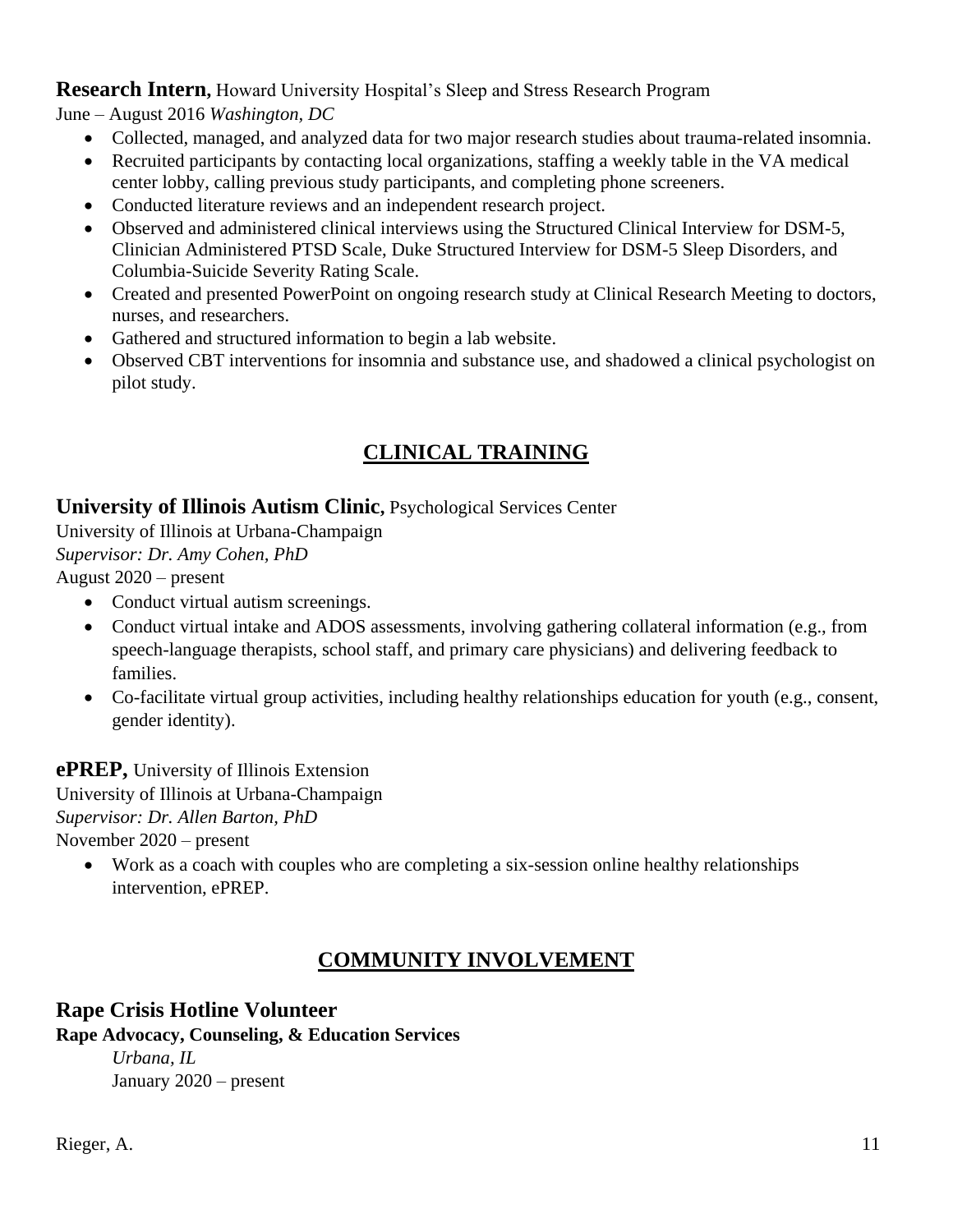**Research Intern,** Howard University Hospital's Sleep and Stress Research Program
June – August 2016 *Washington, DC*

- Collected, managed, and analyzed data for two major research studies about trauma-related insomnia.
- Recruited participants by contacting local organizations, staffing a weekly table in the VA medical center lobby, calling previous study participants, and completing phone screeners.
- Conducted literature reviews and an independent research project.
- Observed and administered clinical interviews using the Structured Clinical Interview for DSM-5, Clinician Administered PTSD Scale, Duke Structured Interview for DSM-5 Sleep Disorders, and Columbia-Suicide Severity Rating Scale.
- Created and presented PowerPoint on ongoing research study at Clinical Research Meeting to doctors, nurses, and researchers.
- Gathered and structured information to begin a lab website.
- Observed CBT interventions for insomnia and substance use, and shadowed a clinical psychologist on pilot study.

## CLINICAL TRAINING

**University of Illinois Autism Clinic,** Psychological Services Center
University of Illinois at Urbana-Champaign
*Supervisor: Dr. Amy Cohen, PhD*
August 2020 – present

- Conduct virtual autism screenings.
- Conduct virtual intake and ADOS assessments, involving gathering collateral information (e.g., from speech-language therapists, school staff, and primary care physicians) and delivering feedback to families.
- Co-facilitate virtual group activities, including healthy relationships education for youth (e.g., consent, gender identity).

**ePREP,** University of Illinois Extension
University of Illinois at Urbana-Champaign
*Supervisor: Dr. Allen Barton, PhD*
November 2020 – present

- Work as a coach with couples who are completing a six-session online healthy relationships intervention, ePREP.

## COMMUNITY INVOLVEMENT

**Rape Crisis Hotline Volunteer**
**Rape Advocacy, Counseling, & Education Services**
*Urbana, IL*
January 2020 – present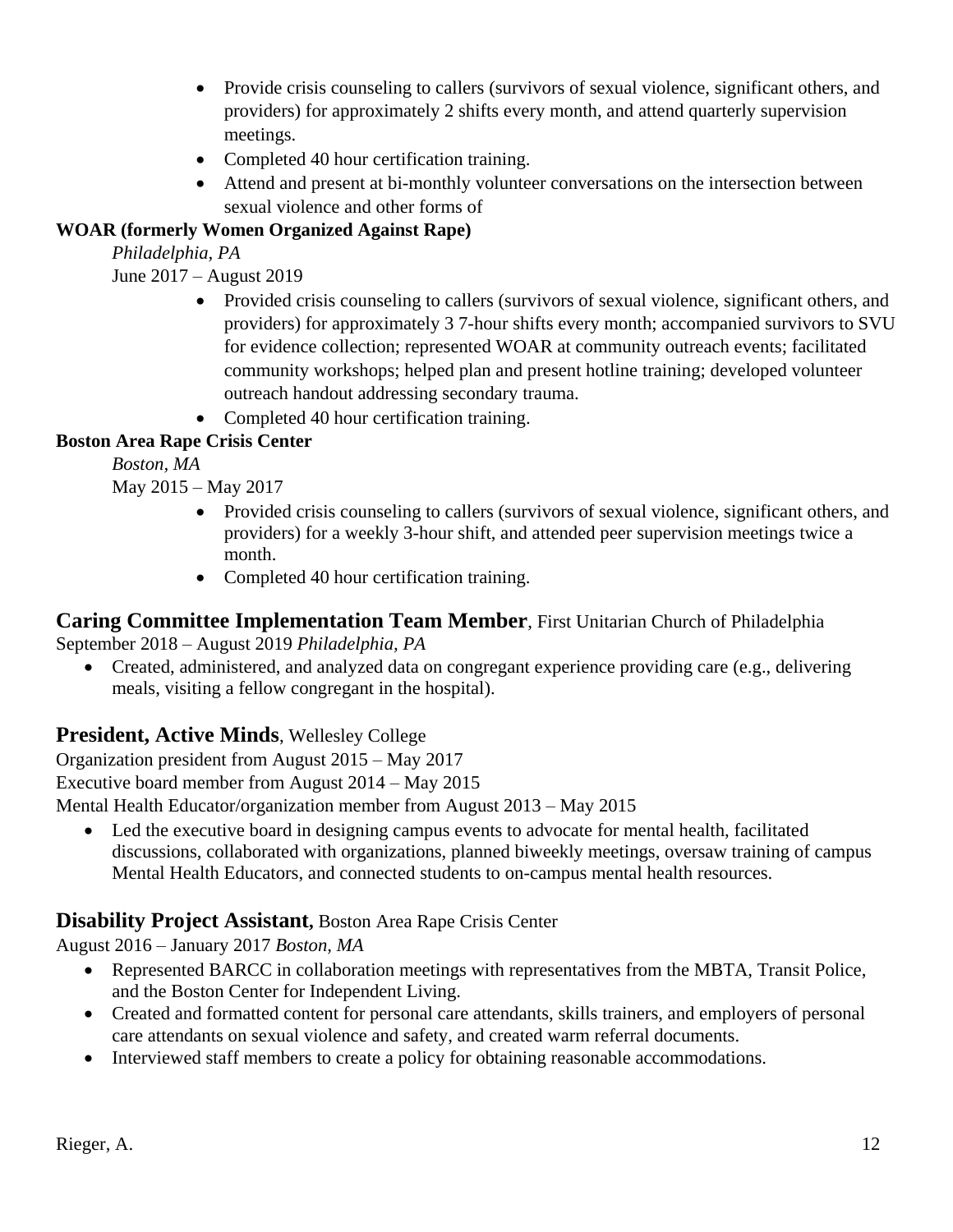- Provide crisis counseling to callers (survivors of sexual violence, significant others, and providers) for approximately 2 shifts every month, and attend quarterly supervision meetings.
- Completed 40 hour certification training.
- Attend and present at bi-monthly volunteer conversations on the intersection between sexual violence and other forms of

**WOAR (formerly Women Organized Against Rape)**

*Philadelphia, PA*

June 2017 – August 2019

- Provided crisis counseling to callers (survivors of sexual violence, significant others, and providers) for approximately 3 7-hour shifts every month; accompanied survivors to SVU for evidence collection; represented WOAR at community outreach events; facilitated community workshops; helped plan and present hotline training; developed volunteer outreach handout addressing secondary trauma.
- Completed 40 hour certification training.

**Boston Area Rape Crisis Center**

*Boston, MA*

May 2015 – May 2017

- Provided crisis counseling to callers (survivors of sexual violence, significant others, and providers) for a weekly 3-hour shift, and attended peer supervision meetings twice a month.
- Completed 40 hour certification training.

## **Caring Committee Implementation Team Member**, First Unitarian Church of Philadelphia

September 2018 – August 2019 *Philadelphia, PA*

- Created, administered, and analyzed data on congregant experience providing care (e.g., delivering meals, visiting a fellow congregant in the hospital).

## **President, Active Minds**, Wellesley College

Organization president from August 2015 – May 2017

Executive board member from August 2014 – May 2015

Mental Health Educator/organization member from August 2013 – May 2015

- Led the executive board in designing campus events to advocate for mental health, facilitated discussions, collaborated with organizations, planned biweekly meetings, oversaw training of campus Mental Health Educators, and connected students to on-campus mental health resources.

## **Disability Project Assistant,** Boston Area Rape Crisis Center

August 2016 – January 2017 *Boston, MA*

- Represented BARCC in collaboration meetings with representatives from the MBTA, Transit Police, and the Boston Center for Independent Living.
- Created and formatted content for personal care attendants, skills trainers, and employers of personal care attendants on sexual violence and safety, and created warm referral documents.
- Interviewed staff members to create a policy for obtaining reasonable accommodations.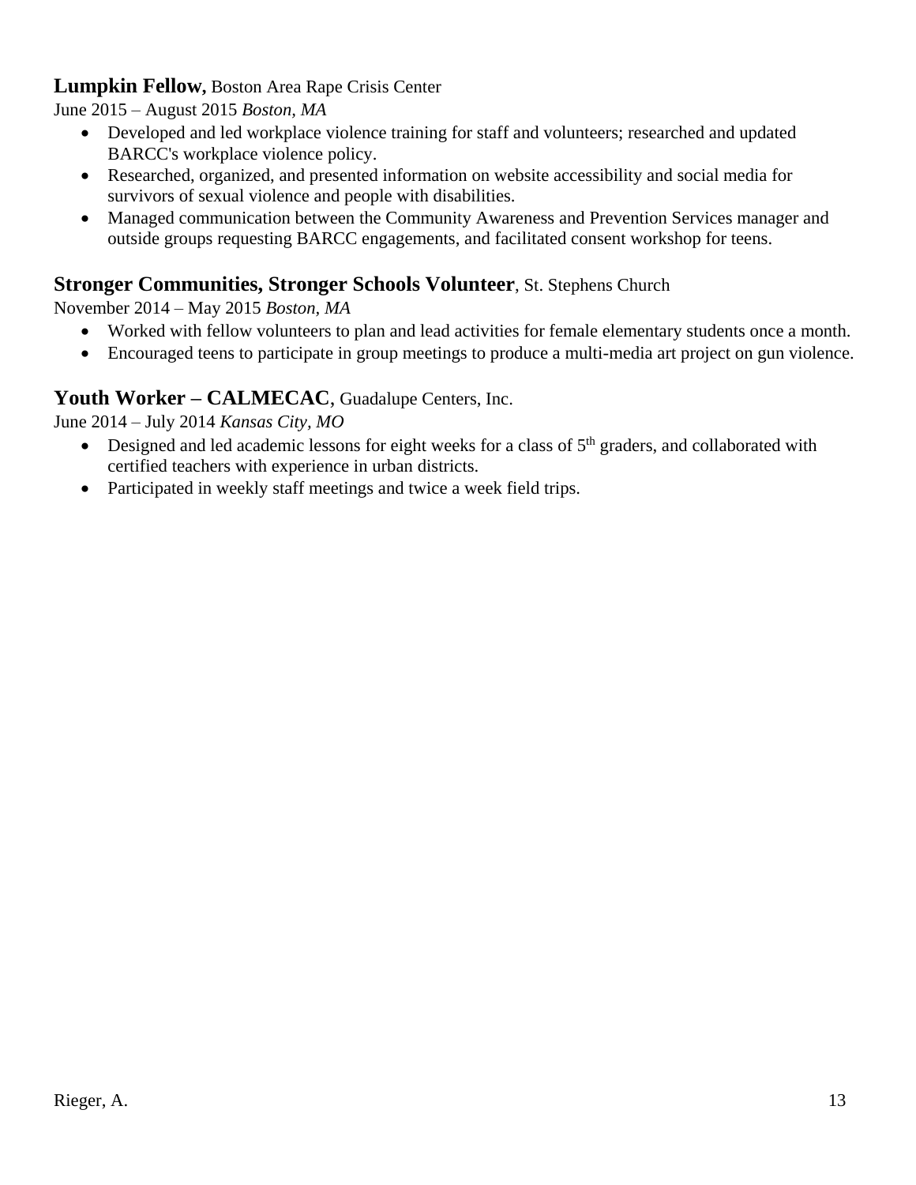### **Lumpkin Fellow,** Boston Area Rape Crisis Center

June 2015 – August 2015 *Boston, MA*

- Developed and led workplace violence training for staff and volunteers; researched and updated BARCC's workplace violence policy.
- Researched, organized, and presented information on website accessibility and social media for survivors of sexual violence and people with disabilities.
- Managed communication between the Community Awareness and Prevention Services manager and outside groups requesting BARCC engagements, and facilitated consent workshop for teens.

### **Stronger Communities, Stronger Schools Volunteer**, St. Stephens Church

November 2014 – May 2015 *Boston, MA*

- Worked with fellow volunteers to plan and lead activities for female elementary students once a month.
- Encouraged teens to participate in group meetings to produce a multi-media art project on gun violence.

### **Youth Worker – CALMECAC**, Guadalupe Centers, Inc.

June 2014 – July 2014 *Kansas City, MO*

- Designed and led academic lessons for eight weeks for a class of 5th graders, and collaborated with certified teachers with experience in urban districts.
- Participated in weekly staff meetings and twice a week field trips.